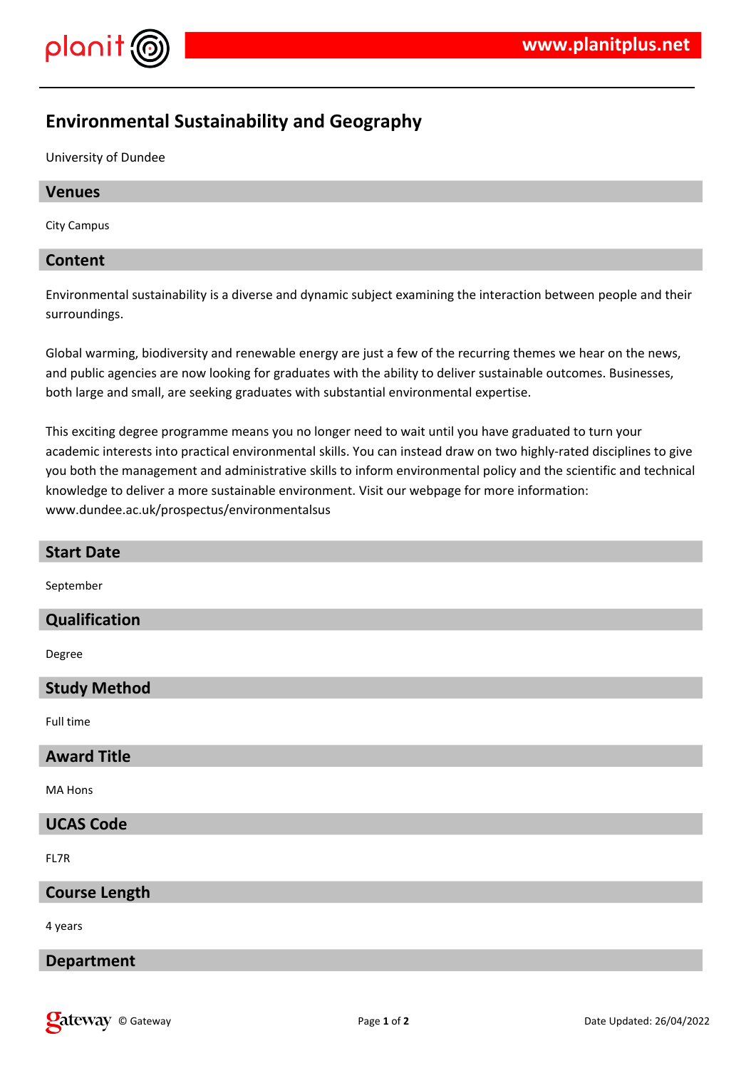# Environmental Sustainability and Geography

University of Dundee

## Venues

City Campus

## Content

Environmental sustainability is a diverse and dynamic subject examining the interaction between people and their surroundings.

Global warming, biodiversity and renewable energy are just a few of the recurring themes we hear on the news, and public agencies are now looking for graduates with the ability to deliver sustainable outcomes. Businesses, both large and small, are seeking graduates with substantial environmental expertise.

This exciting degree programme means you no longer need to wait until you have graduated to turn your academic interests into practical environmental skills. You can instead draw on two highly-rated disciplines to give you both the management and administrative skills to inform environmental policy and the scientific and technical knowledge to deliver a more sustainable environment. Visit our webpage for more information: www.dundee.ac.uk/prospectus/environmentalsus

## Start Date

September

## Qualification

Degree

## Study Method

Full time

## Award Title

MA Hons

## UCAS Code

FL7R

## Course Length

4 years

## Department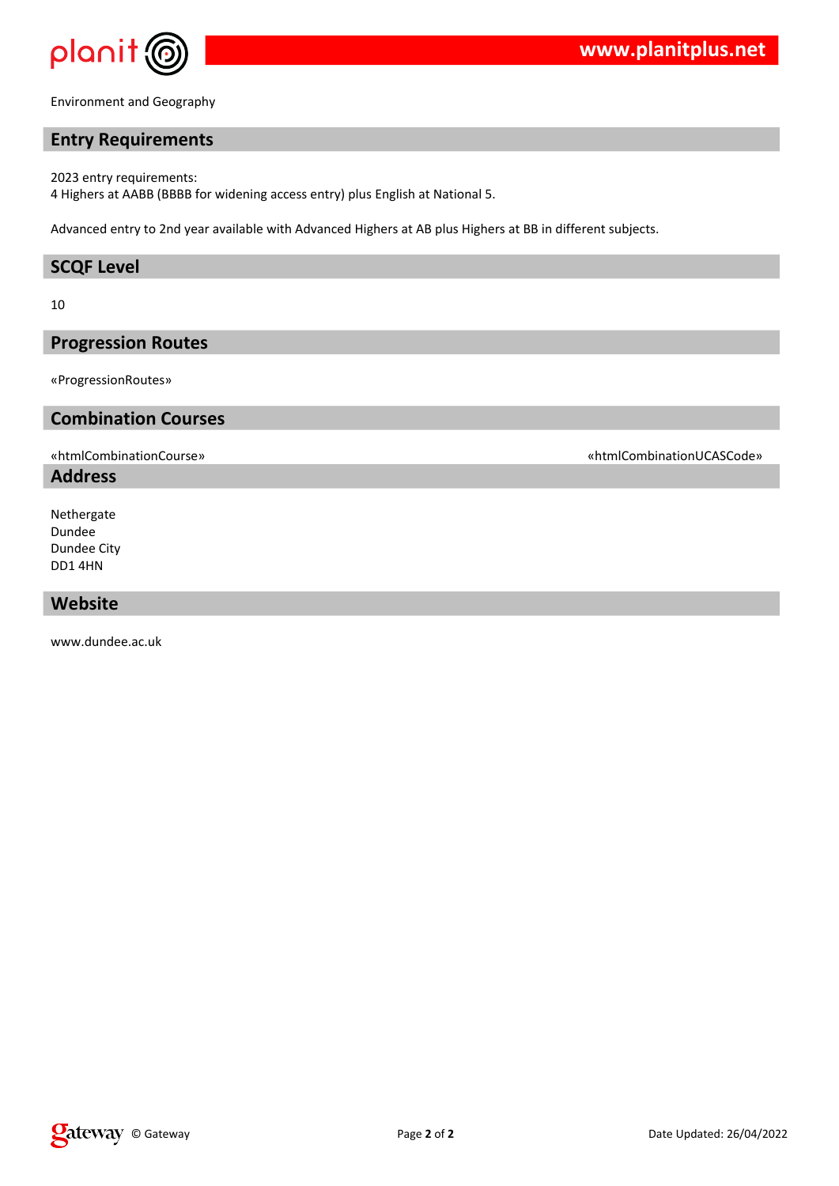Environment and Geography

## Entry Requirements

2023 entry requirements:
4 Highers at AABB (BBBB for widening access entry) plus English at National 5.

Advanced entry to 2nd year available with Advanced Highers at AB plus Highers at BB in different subjects.

## SCQF Level

10

## Progression Routes

«ProgressionRoutes»

## Combination Courses

«htmlCombinationCourse» «htmlCombinationUCASCode»

## Address

Nethergate
Dundee
Dundee City
DD1 4HN

## Website

www.dundee.ac.uk